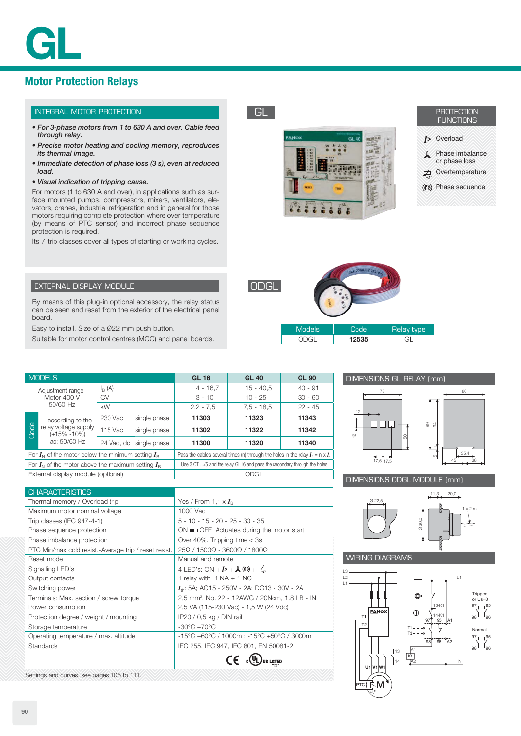# GL

## Motor Protection Relays

### INTEGRAL MOTOR PROTECTION

- *For 3-phase motors from 1 to 630 A and over. Cable feed through relay.*
- *Precise motor heating and cooling memory, reproduces its thermal image.*
- *Immediate detection of phase loss (3 s), even at reduced load.*
- *Visual indication of tripping cause.*

For motors (1 to 630 A and over), in applications such as surface mounted pumps, compressors, mixers, ventilators, elevators, cranes, industrial refrigeration and in general for those motors requiring complete protection where over temperature (by means of PTC sensor) and incorrect phase sequence protection is required.

Its 7 trip classes cover all types of starting or working cycles.

GL

### PROTECTION FUNCTIONS

- Overload
- Phase imbalance or phase loss
- Overtemperature
- Phase sequence

### EXTERNAL DISPLAY MODULE

By means of this plug-in optional accessory, the relay status can be seen and reset from the exterior of the electrical panel board.

Easy to install. Size of a Ø22 mm push button.

Suitable for motor control centres (MCC) and panel boards.

ODGL

| Models | Code | Relay type |
|---|---|---|
| ODGL | **12535** | GL |

### MODELS

| MODELS | | | | GL 16 | GL 40 | GL 90 |
|---|---|---|---|---|---|---|
| Adjustment range Motor 400 V 50/60 Hz | $I_B$ (A) | | | 4 - 16,7 | 15 - 40,5 | 40 - 91 |
| | CV | | | 3 - 10 | 10 - 25 | 30 - 60 |
| | kW | | | 2,2 - 7,5 | 7,5 - 18,5 | 22 - 45 |
| Code | according to the relay voltage supply (+15% -10%) ac: 50/60 Hz | 230 Vac | single phase | **11303** | **11323** | **11343** |
| | | 115 Vac | single phase | **11302** | **11322** | **11342** |
| | | 24 Vac, dc | single phase | **11300** | **11320** | **11340** |
| For $I_N$ of the motor below the minimum setting $I_B$ | | | | Pass the cables several times (n) through the holes in the relay $I_B = n \times I_N$ | | |
| For $I_N$ of the motor above the maximum setting $I_B$ | | | | Use 3 CT .../5 and the relay GL16 and pass the secondary through the holes | | |
| External display module (optional) | | | | ODGL | | |

### CHARACTERISTICS

| CHARACTERISTICS | |
|---|---|
| Thermal memory / Overload trip | Yes / From 1,1 x $I_B$ |
| Maximum motor nominal voltage | 1000 Vac |
| Trip classes (IEC 947-4-1) | 5 - 10 - 15 - 20 - 25 - 30 - 35 |
| Phase sequence protection | ON ▭ OFF Actuates during the motor start |
| Phase imbalance protection | Over 40%. Tripping time < 3s |
| PTC Min/max cold resist.-Average trip / reset resist. | 25Ω / 1500Ω - 3600Ω / 1800Ω |
| Reset mode | Manual and remote |
| Signalling LED's | 4 LED's: ON + I> + phase imbalance + phase sequence + overtemperature |
| Output contacts | 1 relay with 1 NA + 1 NC |
| Switching power | $I_{th}$: 5A; AC15 - 250V - 2A; DC13 - 30V - 2A |
| Terminals: Max. section / screw torque | 2,5 mm², No. 22 - 12AWG / 20Ncm, 1.8 LB - IN |
| Power consumption | 2,5 VA (115-230 Vac) - 1,5 W (24 Vdc) |
| Protection degree / weight / mounting | IP20 / 0,5 kg / DIN rail |
| Storage temperature | -30°C +70°C |
| Operating temperature / max. altitude | -15°C +60°C / 1000m ; -15°C +50°C / 3000m |
| Standards | IEC 255, IEC 947, IEC 801, EN 50081-2 |
| | CE cULus LISTED |

Settings and curves, see pages 105 to 111.

### DIMENSIONS GL RELAY (mm)

### DIMENSIONS ODGL MODULE (mm)

### WIRING DIAGRAMS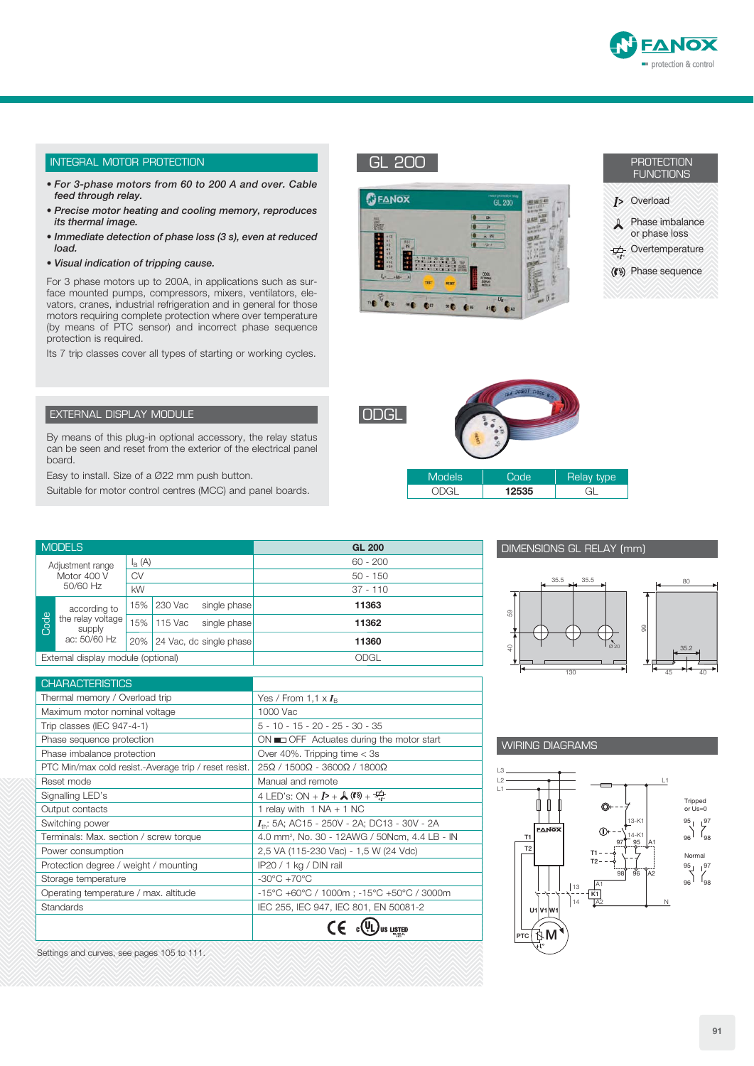## INTEGRAL MOTOR PROTECTION

- *For 3-phase motors from 60 to 200 A and over. Cable feed through relay.*
- *Precise motor heating and cooling memory, reproduces its thermal image.*
- *Immediate detection of phase loss (3 s), even at reduced load.*
- *Visual indication of tripping cause.*

For 3 phase motors up to 200A, in applications such as surface mounted pumps, compressors, mixers, ventilators, elevators, cranes, industrial refrigeration and in general for those motors requiring complete protection where over temperature (by means of PTC sensor) and incorrect phase sequence protection is required.

Its 7 trip classes cover all types of starting or working cycles.

## GL 200

## PROTECTION FUNCTIONS

- Overload
- Phase imbalance or phase loss
- Overtemperature
- Phase sequence

## EXTERNAL DISPLAY MODULE

By means of this plug-in optional accessory, the relay status can be seen and reset from the exterior of the electrical panel board.

Easy to install. Size of a Ø22 mm push button.

Suitable for motor control centres (MCC) and panel boards.

## ODGL

| Models | Code | Relay type |
|---|---|---|
| ODGL | **12535** | GL |

## MODELS

| MODELS | | | | | GL 200 |
|---|---|---|---|---|---|
| Adjustment range Motor 400 V 50/60 Hz | | $I_B$ (A) | | | 60 - 200 |
| | | CV | | | 50 - 150 |
| | | kW | | | 37 - 110 |
| Code | according to the relay voltage supply ac: 50/60 Hz | 15% | 230 Vac | single phase | **11363** |
| | | 15% | 115 Vac | single phase | **11362** |
| | | 20% | 24 Vac, dc | single phase | **11360** |
| External display module (optional) | | | | | ODGL |

## CHARACTERISTICS

| CHARACTERISTICS | |
|---|---|
| Thermal memory / Overload trip | Yes / From 1,1 x $I_B$ |
| Maximum motor nominal voltage | 1000 Vac |
| Trip classes (IEC 947-4-1) | 5 - 10 - 15 - 20 - 25 - 30 - 35 |
| Phase sequence protection | ON ■□ OFF Actuates during the motor start |
| Phase imbalance protection | Over 40%. Tripping time < 3s |
| PTC Min/max cold resist.-Average trip / reset resist. | 25Ω / 1500Ω - 3600Ω / 1800Ω |
| Reset mode | Manual and remote |
| Signalling LED's | 4 LED's: ON + I> + phase imbalance + phase sequence + overtemperature |
| Output contacts | 1 relay with 1 NA + 1 NC |
| Switching power | $I_{th}$: 5A; AC15 - 250V - 2A; DC13 - 30V - 2A |
| Terminals: Max. section / screw torque | 4.0 mm², No. 30 - 12AWG / 50Ncm, 4.4 LB - IN |
| Power consumption | 2,5 VA (115-230 Vac) - 1,5 W (24 Vdc) |
| Protection degree / weight / mounting | IP20 / 1 kg / DIN rail |
| Storage temperature | -30°C +70°C |
| Operating temperature / max. altitude | -15°C +60°C / 1000m ; -15°C +50°C / 3000m |
| Standards | IEC 255, IEC 947, IEC 801, EN 50081-2 |
| | CE cULus LISTED |

Settings and curves, see pages 105 to 111.

## DIMENSIONS GL RELAY (mm)

35.5
35.5
59
40
Ø 20
130
80
99
35.2
45
40

## WIRING DIAGRAMS

L3
L2
L1
L1
T1
T2
FANOX
13-K1
14-K1
97
95
A1
T1
T2
98
96
A2
13
14
K1
A1
A2
N
U1 V1 W1
PTC
M
Tripped or Us=0
95
97
96
98
Normal
95
97
96
98